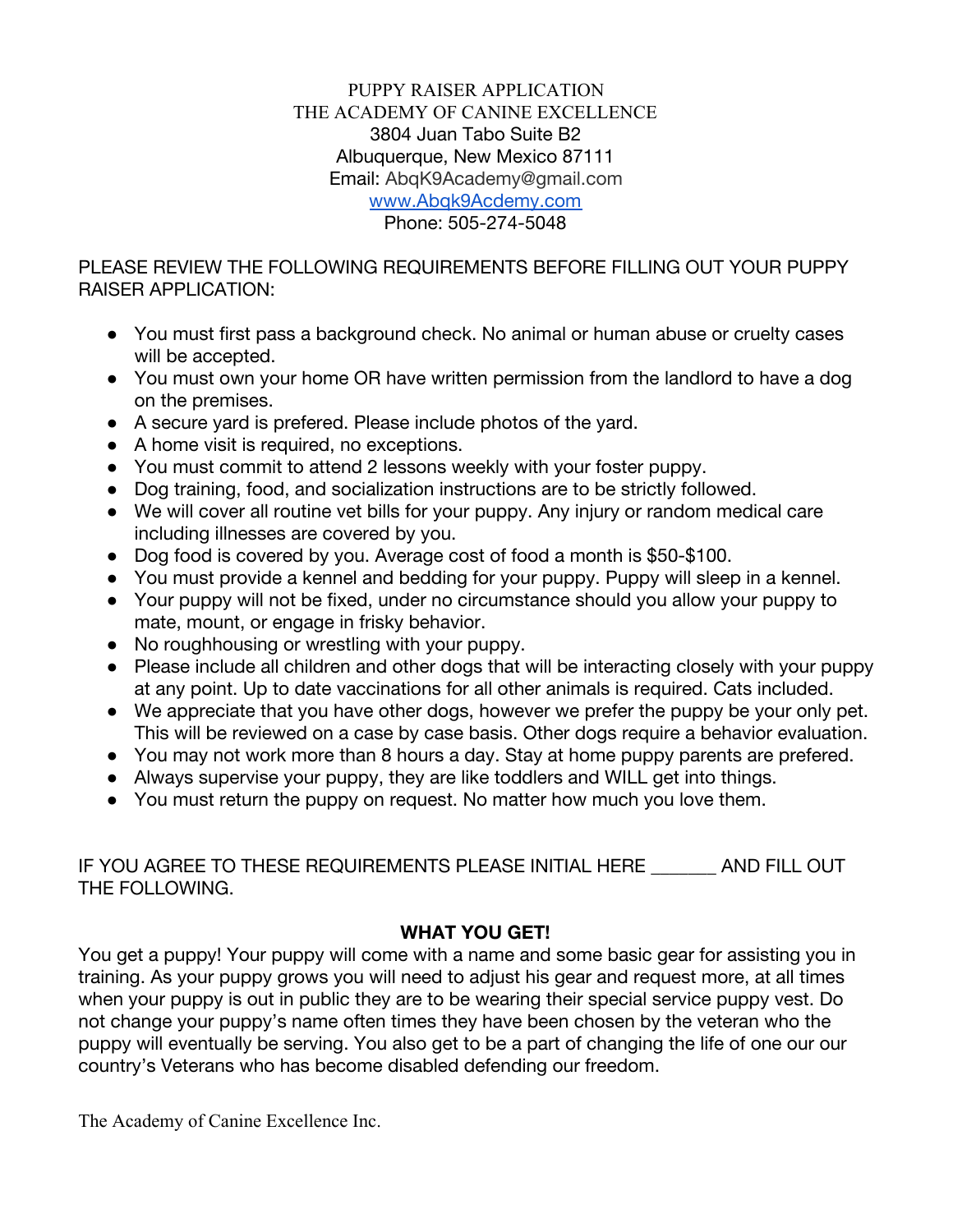PUPPY RAISER APPLICATION
THE ACADEMY OF CANINE EXCELLENCE
3804 Juan Tabo Suite B2
Albuquerque, New Mexico 87111
Email: AbqK9Academy@gmail.com
[www.Abqk9Acdemy.com](http://www.Abqk9Acdemy.com)
Phone: 505-274-5048

PLEASE REVIEW THE FOLLOWING REQUIREMENTS BEFORE FILLING OUT YOUR PUPPY RAISER APPLICATION:

- You must first pass a background check. No animal or human abuse or cruelty cases will be accepted.
- You must own your home OR have written permission from the landlord to have a dog on the premises.
- A secure yard is prefered. Please include photos of the yard.
- A home visit is required, no exceptions.
- You must commit to attend 2 lessons weekly with your foster puppy.
- Dog training, food, and socialization instructions are to be strictly followed.
- We will cover all routine vet bills for your puppy. Any injury or random medical care including illnesses are covered by you.
- Dog food is covered by you. Average cost of food a month is $50-$100.
- You must provide a kennel and bedding for your puppy. Puppy will sleep in a kennel.
- Your puppy will not be fixed, under no circumstance should you allow your puppy to mate, mount, or engage in frisky behavior.
- No roughhousing or wrestling with your puppy.
- Please include all children and other dogs that will be interacting closely with your puppy at any point. Up to date vaccinations for all other animals is required. Cats included.
- We appreciate that you have other dogs, however we prefer the puppy be your only pet. This will be reviewed on a case by case basis. Other dogs require a behavior evaluation.
- You may not work more than 8 hours a day. Stay at home puppy parents are prefered.
- Always supervise your puppy, they are like toddlers and WILL get into things.
- You must return the puppy on request. No matter how much you love them.

IF YOU AGREE TO THESE REQUIREMENTS PLEASE INITIAL HERE _______ AND FILL OUT THE FOLLOWING.

**WHAT YOU GET!**

You get a puppy! Your puppy will come with a name and some basic gear for assisting you in training. As your puppy grows you will need to adjust his gear and request more, at all times when your puppy is out in public they are to be wearing their special service puppy vest. Do not change your puppy's name often times they have been chosen by the veteran who the puppy will eventually be serving. You also get to be a part of changing the life of one our our country's Veterans who has become disabled defending our freedom.

The Academy of Canine Excellence Inc.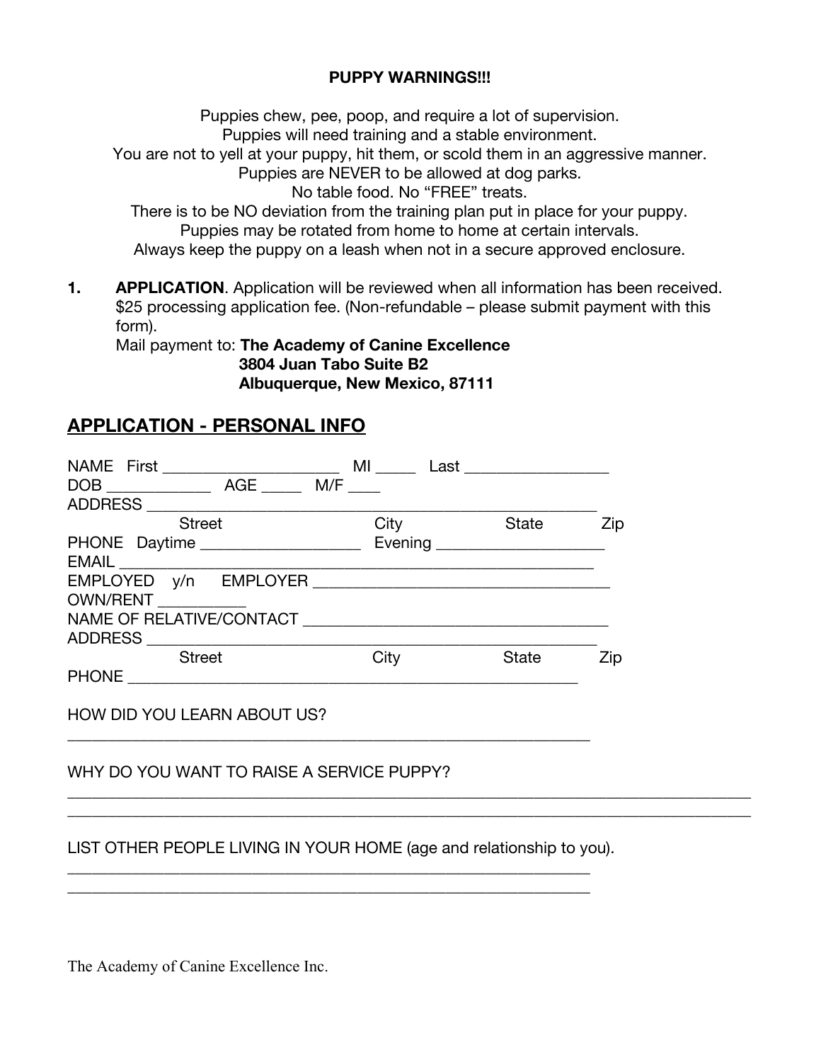**PUPPY WARNINGS!!!**

Puppies chew, pee, poop, and require a lot of supervision.
Puppies will need training and a stable environment.
You are not to yell at your puppy, hit them, or scold them in an aggressive manner.
Puppies are NEVER to be allowed at dog parks.
No table food. No "FREE" treats.
There is to be NO deviation from the training plan put in place for your puppy.
Puppies may be rotated from home to home at certain intervals.
Always keep the puppy on a leash when not in a secure approved enclosure.

1. **APPLICATION**. Application will be reviewed when all information has been received. $25 processing application fee. (Non-refundable – please submit payment with this form).
   Mail payment to: **The Academy of Canine Excellence**
   **3804 Juan Tabo Suite B2**
   **Albuquerque, New Mexico, 87111**

## APPLICATION - PERSONAL INFO

NAME First ______________________ MI _____ Last __________________
DOB _____________ AGE _____ M/F ____
ADDRESS ________________________________________________________
Street City State Zip
PHONE Daytime ___________________ Evening ____________________
EMAIL ___________________________________________________________
EMPLOYED y/n EMPLOYER ____________________________________
OWN/RENT ___________
NAME OF RELATIVE/CONTACT ____________________________________
ADDRESS ________________________________________________________
Street City State Zip
PHONE __________________________________________________________

HOW DID YOU LEARN ABOUT US?
_________________________________________________________________

WHY DO YOU WANT TO RAISE A SERVICE PUPPY?
_________________________________________________________________
_________________________________________________________________

LIST OTHER PEOPLE LIVING IN YOUR HOME (age and relationship to you).
_________________________________________________________________
_________________________________________________________________

The Academy of Canine Excellence Inc.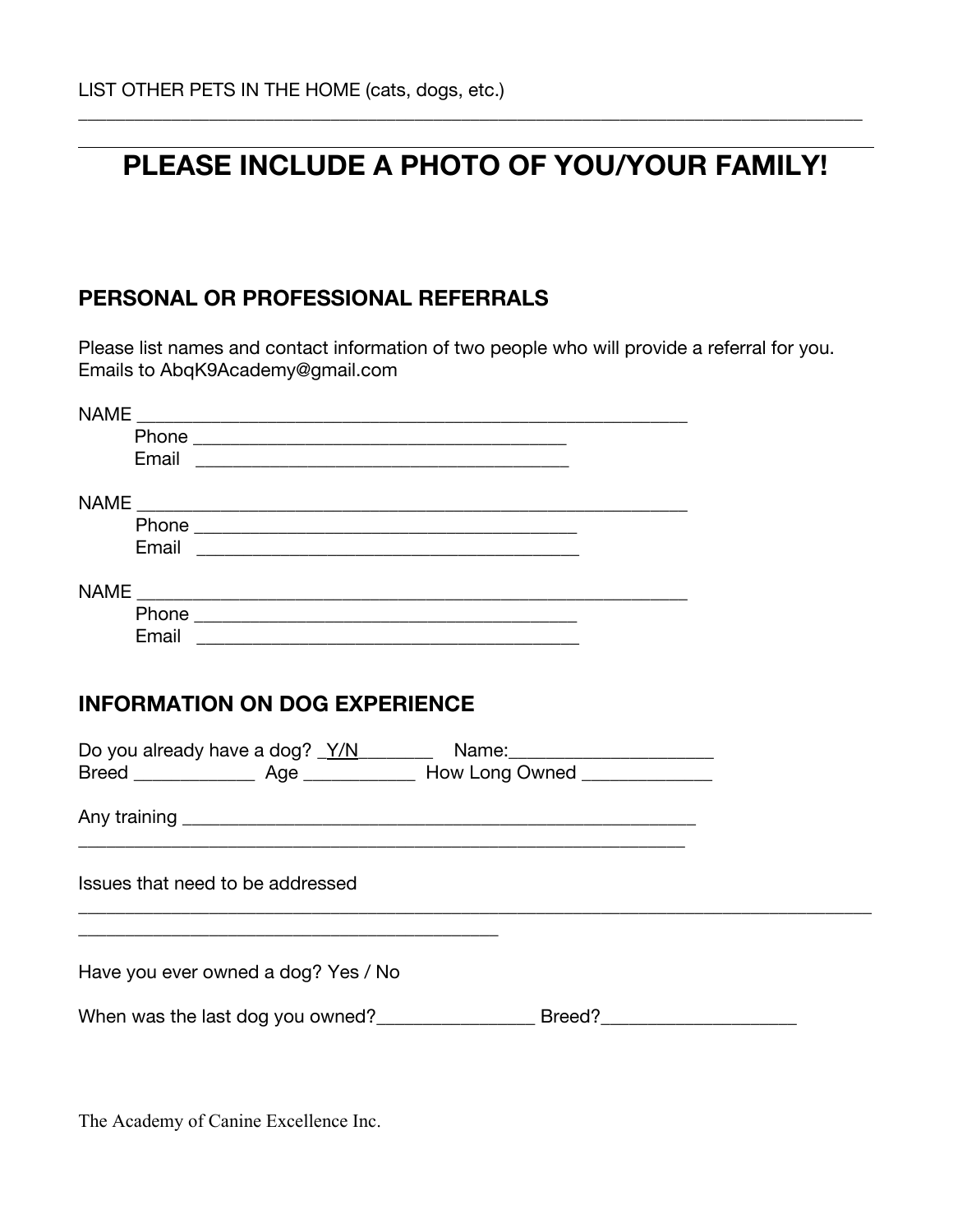LIST OTHER PETS IN THE HOME (cats, dogs, etc.)

______________________________________________________________________________

______________________________________________________________________________

# PLEASE INCLUDE A PHOTO OF YOU/YOUR FAMILY!

## PERSONAL OR PROFESSIONAL REFERRALS

Please list names and contact information of two people who will provide a referral for you.
Emails to AbqK9Academy@gmail.com

NAME ___________________________________________________________
Phone ________________________________________
Email ________________________________________

NAME ___________________________________________________________
Phone ________________________________________
Email ________________________________________

NAME ___________________________________________________________
Phone ________________________________________
Email ________________________________________

## INFORMATION ON DOG EXPERIENCE

Do you already have a dog? _Y/N________ Name:_____________________
Breed _____________ Age ___________ How Long Owned _____________

Any training _______________________________________________________
_____________________________________________________________________

Issues that need to be addressed
______________________________________________________________________________
_____________________________________________

Have you ever owned a dog? Yes / No

When was the last dog you owned?________________ Breed?____________________

The Academy of Canine Excellence Inc.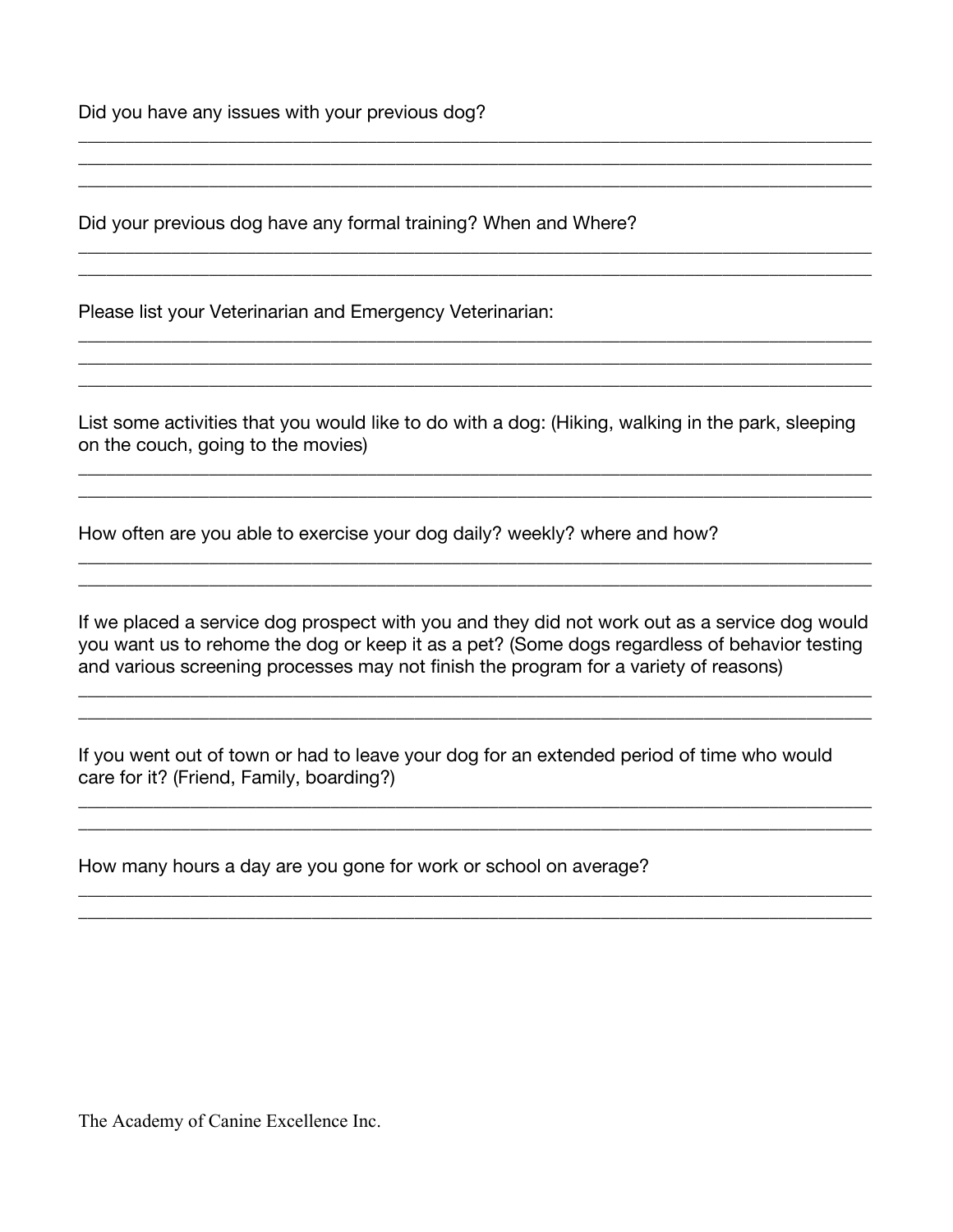Did you have any issues with your previous dog?

___________________________________________________________________________
___________________________________________________________________________
___________________________________________________________________________

Did your previous dog have any formal training? When and Where?

___________________________________________________________________________
___________________________________________________________________________

Please list your Veterinarian and Emergency Veterinarian:

___________________________________________________________________________
___________________________________________________________________________
___________________________________________________________________________

List some activities that you would like to do with a dog: (Hiking, walking in the park, sleeping on the couch, going to the movies)

___________________________________________________________________________
___________________________________________________________________________

How often are you able to exercise your dog daily? weekly? where and how?

___________________________________________________________________________
___________________________________________________________________________

If we placed a service dog prospect with you and they did not work out as a service dog would you want us to rehome the dog or keep it as a pet? (Some dogs regardless of behavior testing and various screening processes may not finish the program for a variety of reasons)

___________________________________________________________________________
___________________________________________________________________________

If you went out of town or had to leave your dog for an extended period of time who would care for it? (Friend, Family, boarding?)

___________________________________________________________________________
___________________________________________________________________________

How many hours a day are you gone for work or school on average?

___________________________________________________________________________
___________________________________________________________________________

The Academy of Canine Excellence Inc.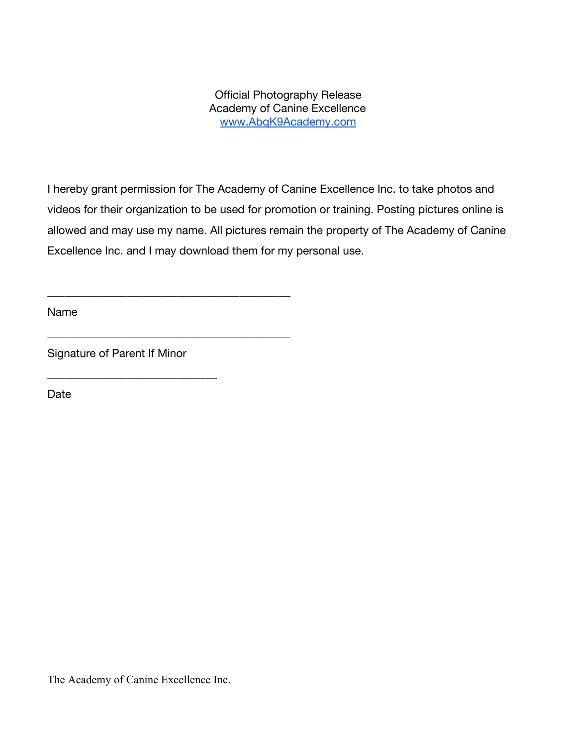Official Photography Release
Academy of Canine Excellence
www.AbqK9Academy.com

I hereby grant permission for The Academy of Canine Excellence Inc. to take photos and videos for their organization to be used for promotion or training. Posting pictures online is allowed and may use my name. All pictures remain the property of The Academy of Canine Excellence Inc. and I may download them for my personal use.

________________________________________

Name

________________________________________

Signature of Parent If Minor

____________________________

Date

The Academy of Canine Excellence Inc.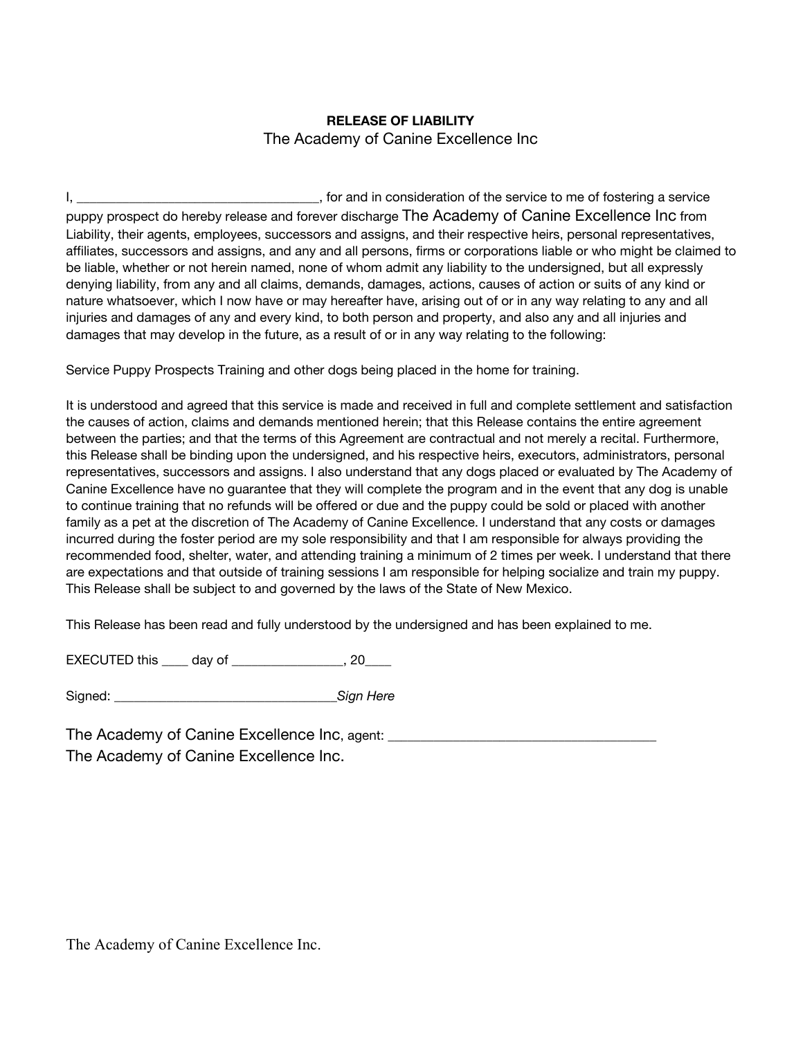**RELEASE OF LIABILITY**
The Academy of Canine Excellence Inc

I, ___________________________________, for and in consideration of the service to me of fostering a service puppy prospect do hereby release and forever discharge The Academy of Canine Excellence Inc from Liability, their agents, employees, successors and assigns, and their respective heirs, personal representatives, affiliates, successors and assigns, and any and all persons, firms or corporations liable or who might be claimed to be liable, whether or not herein named, none of whom admit any liability to the undersigned, but all expressly denying liability, from any and all claims, demands, damages, actions, causes of action or suits of any kind or nature whatsoever, which I now have or may hereafter have, arising out of or in any way relating to any and all injuries and damages of any and every kind, to both person and property, and also any and all injuries and damages that may develop in the future, as a result of or in any way relating to the following:

Service Puppy Prospects Training and other dogs being placed in the home for training.

It is understood and agreed that this service is made and received in full and complete settlement and satisfaction the causes of action, claims and demands mentioned herein; that this Release contains the entire agreement between the parties; and that the terms of this Agreement are contractual and not merely a recital. Furthermore, this Release shall be binding upon the undersigned, and his respective heirs, executors, administrators, personal representatives, successors and assigns. I also understand that any dogs placed or evaluated by The Academy of Canine Excellence have no guarantee that they will complete the program and in the event that any dog is unable to continue training that no refunds will be offered or due and the puppy could be sold or placed with another family as a pet at the discretion of The Academy of Canine Excellence. I understand that any costs or damages incurred during the foster period are my sole responsibility and that I am responsible for always providing the recommended food, shelter, water, and attending training a minimum of 2 times per week. I understand that there are expectations and that outside of training sessions I am responsible for helping socialize and train my puppy. This Release shall be subject to and governed by the laws of the State of New Mexico.

This Release has been read and fully understood by the undersigned and has been explained to me.

EXECUTED this ____ day of ________________, 20____

Signed: ________________________________*Sign Here*

The Academy of Canine Excellence Inc, agent: ______________________________________
The Academy of Canine Excellence Inc.